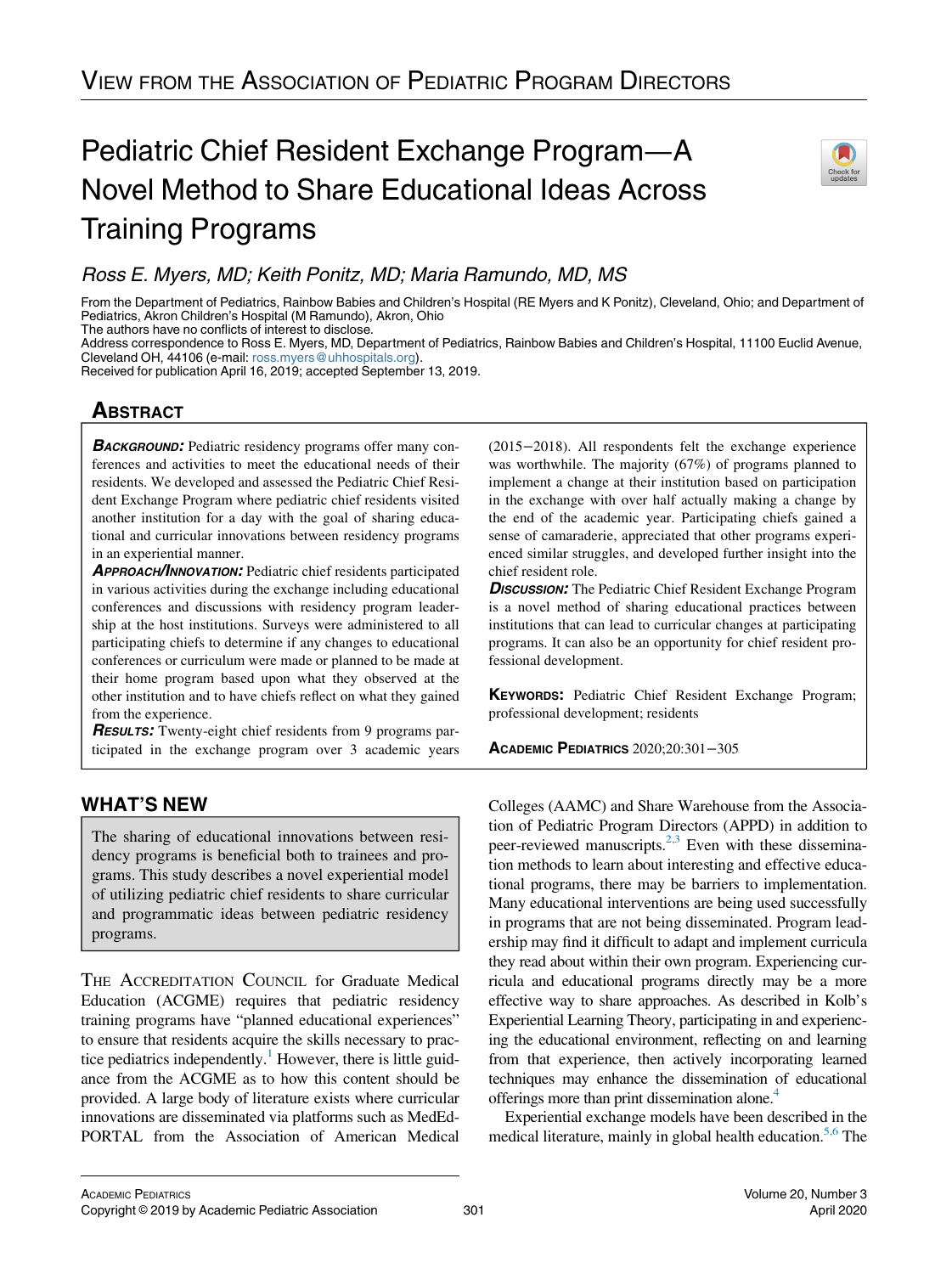View from the Association of Pediatric Program Directors

# Pediatric Chief Resident Exchange Program—A Novel Method to Share Educational Ideas Across Training Programs

*Ross E. Myers, MD; Keith Ponitz, MD; Maria Ramundo, MD, MS*

From the Department of Pediatrics, Rainbow Babies and Children's Hospital (RE Myers and K Ponitz), Cleveland, Ohio; and Department of Pediatrics, Akron Children's Hospital (M Ramundo), Akron, Ohio

The authors have no conflicts of interest to disclose.

Address correspondence to Ross E. Myers, MD, Department of Pediatrics, Rainbow Babies and Children's Hospital, 11100 Euclid Avenue, Cleveland OH, 44106 (e-mail: ross.myers@uhhospitals.org).

Received for publication April 16, 2019; accepted September 13, 2019.

## Abstract

***Background:*** Pediatric residency programs offer many conferences and activities to meet the educational needs of their residents. We developed and assessed the Pediatric Chief Resident Exchange Program where pediatric chief residents visited another institution for a day with the goal of sharing educational and curricular innovations between residency programs in an experiential manner.

***Approach/Innovation:*** Pediatric chief residents participated in various activities during the exchange including educational conferences and discussions with residency program leadership at the host institutions. Surveys were administered to all participating chiefs to determine if any changes to educational conferences or curriculum were made or planned to be made at their home program based upon what they observed at the other institution and to have chiefs reflect on what they gained from the experience.

***Results:*** Twenty-eight chief residents from 9 programs participated in the exchange program over 3 academic years (2015−2018). All respondents felt the exchange experience was worthwhile. The majority (67%) of programs planned to implement a change at their institution based on participation in the exchange with over half actually making a change by the end of the academic year. Participating chiefs gained a sense of camaraderie, appreciated that other programs experienced similar struggles, and developed further insight into the chief resident role.

***Discussion:*** The Pediatric Chief Resident Exchange Program is a novel method of sharing educational practices between institutions that can lead to curricular changes at participating programs. It can also be an opportunity for chief resident professional development.

**Keywords:** Pediatric Chief Resident Exchange Program; professional development; residents

Academic Pediatrics 2020;20:301−305

## What's New

The sharing of educational innovations between residency programs is beneficial both to trainees and programs. This study describes a novel experiential model of utilizing pediatric chief residents to share curricular and programmatic ideas between pediatric residency programs.

The Accreditation Council for Graduate Medical Education (ACGME) requires that pediatric residency training programs have "planned educational experiences" to ensure that residents acquire the skills necessary to practice pediatrics independently.[1] However, there is little guidance from the ACGME as to how this content should be provided. A large body of literature exists where curricular innovations are disseminated via platforms such as MedEdPORTAL from the Association of American Medical Colleges (AAMC) and Share Warehouse from the Association of Pediatric Program Directors (APPD) in addition to peer-reviewed manuscripts.[2,3] Even with these dissemination methods to learn about interesting and effective educational programs, there may be barriers to implementation. Many educational interventions are being used successfully in programs that are not being disseminated. Program leadership may find it difficult to adapt and implement curricula they read about within their own program. Experiencing curricula and educational programs directly may be a more effective way to share approaches. As described in Kolb's Experiential Learning Theory, participating in and experiencing the educational environment, reflecting on and learning from that experience, then actively incorporating learned techniques may enhance the dissemination of educational offerings more than print dissemination alone.[4]

Experiential exchange models have been described in the medical literature, mainly in global health education.[5,6] The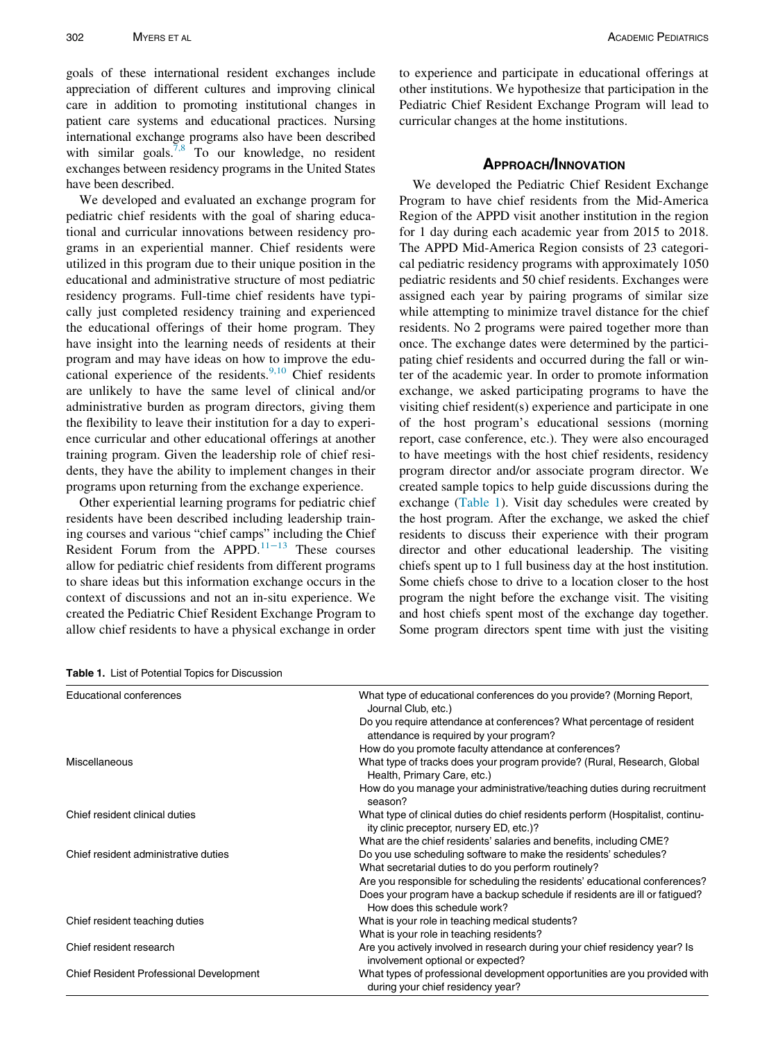goals of these international resident exchanges include appreciation of different cultures and improving clinical care in addition to promoting institutional changes in patient care systems and educational practices. Nursing international exchange programs also have been described with similar goals.[7,8] To our knowledge, no resident exchanges between residency programs in the United States have been described.

We developed and evaluated an exchange program for pediatric chief residents with the goal of sharing educational and curricular innovations between residency programs in an experiential manner. Chief residents were utilized in this program due to their unique position in the educational and administrative structure of most pediatric residency programs. Full-time chief residents have typically just completed residency training and experienced the educational offerings of their home program. They have insight into the learning needs of residents at their program and may have ideas on how to improve the educational experience of the residents.[9,10] Chief residents are unlikely to have the same level of clinical and/or administrative burden as program directors, giving them the flexibility to leave their institution for a day to experience curricular and other educational offerings at another training program. Given the leadership role of chief residents, they have the ability to implement changes in their programs upon returning from the exchange experience.

Other experiential learning programs for pediatric chief residents have been described including leadership training courses and various "chief camps" including the Chief Resident Forum from the APPD.[11−13] These courses allow for pediatric chief residents from different programs to share ideas but this information exchange occurs in the context of discussions and not an in-situ experience. We created the Pediatric Chief Resident Exchange Program to allow chief residents to have a physical exchange in order to experience and participate in educational offerings at other institutions. We hypothesize that participation in the Pediatric Chief Resident Exchange Program will lead to curricular changes at the home institutions.

## Approach/Innovation

We developed the Pediatric Chief Resident Exchange Program to have chief residents from the Mid-America Region of the APPD visit another institution in the region for 1 day during each academic year from 2015 to 2018. The APPD Mid-America Region consists of 23 categorical pediatric residency programs with approximately 1050 pediatric residents and 50 chief residents. Exchanges were assigned each year by pairing programs of similar size while attempting to minimize travel distance for the chief residents. No 2 programs were paired together more than once. The exchange dates were determined by the participating chief residents and occurred during the fall or winter of the academic year. In order to promote information exchange, we asked participating programs to have the visiting chief resident(s) experience and participate in one of the host program's educational sessions (morning report, case conference, etc.). They were also encouraged to have meetings with the host chief residents, residency program director and/or associate program director. We created sample topics to help guide discussions during the exchange (Table 1). Visit day schedules were created by the host program. After the exchange, we asked the chief residents to discuss their experience with their program director and other educational leadership. The visiting chiefs spent up to 1 full business day at the host institution. Some chiefs chose to drive to a location closer to the host program the night before the exchange visit. The visiting and host chiefs spent most of the exchange day together. Some program directors spent time with just the visiting

**Table 1.** List of Potential Topics for Discussion

| | |
|---|---|
| Educational conferences | What type of educational conferences do you provide? (Morning Report, Journal Club, etc.) |
| | Do you require attendance at conferences? What percentage of resident attendance is required by your program? |
| | How do you promote faculty attendance at conferences? |
| Miscellaneous | What type of tracks does your program provide? (Rural, Research, Global Health, Primary Care, etc.) |
| | How do you manage your administrative/teaching duties during recruitment season? |
| Chief resident clinical duties | What type of clinical duties do chief residents perform (Hospitalist, continuity clinic preceptor, nursery ED, etc.)? |
| | What are the chief residents' salaries and benefits, including CME? |
| Chief resident administrative duties | Do you use scheduling software to make the residents' schedules? |
| | What secretarial duties to do you perform routinely? |
| | Are you responsible for scheduling the residents' educational conferences? |
| | Does your program have a backup schedule if residents are ill or fatigued? How does this schedule work? |
| Chief resident teaching duties | What is your role in teaching medical students? |
| | What is your role in teaching residents? |
| Chief resident research | Are you actively involved in research during your chief residency year? Is involvement optional or expected? |
| Chief Resident Professional Development | What types of professional development opportunities are you provided with during your chief residency year? |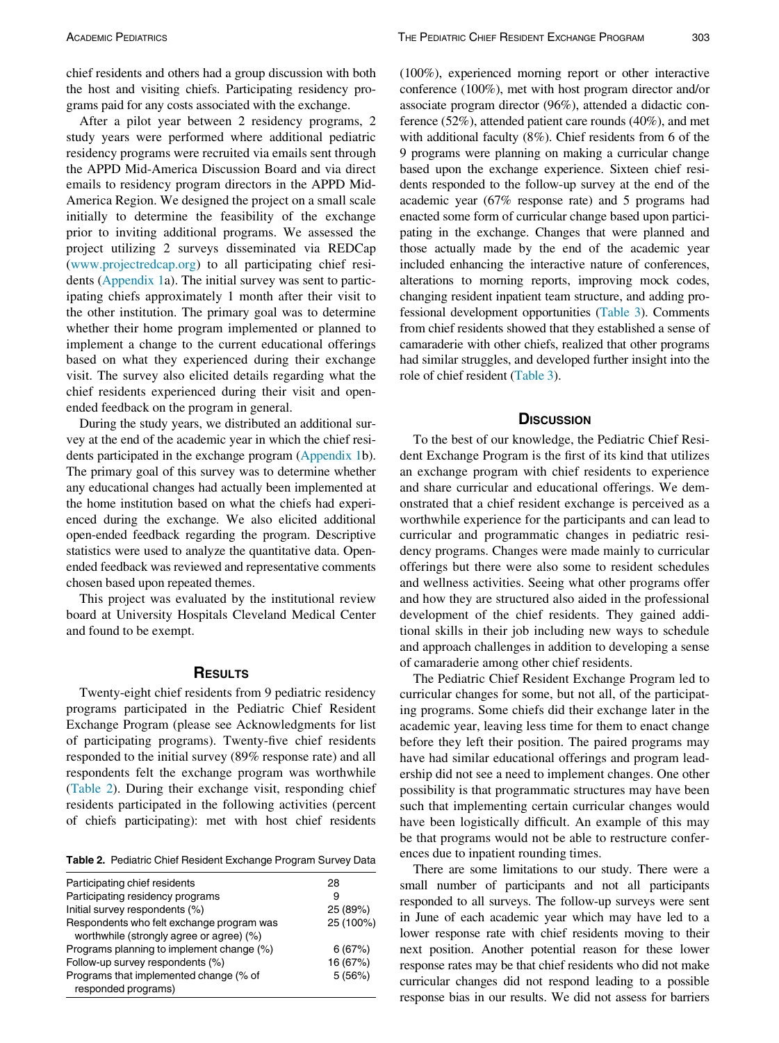chief residents and others had a group discussion with both the host and visiting chiefs. Participating residency programs paid for any costs associated with the exchange.

After a pilot year between 2 residency programs, 2 study years were performed where additional pediatric residency programs were recruited via emails sent through the APPD Mid-America Discussion Board and via direct emails to residency program directors in the APPD Mid-America Region. We designed the project on a small scale initially to determine the feasibility of the exchange prior to inviting additional programs. We assessed the project utilizing 2 surveys disseminated via REDCap (www.projectredcap.org) to all participating chief residents (Appendix 1a). The initial survey was sent to participating chiefs approximately 1 month after their visit to the other institution. The primary goal was to determine whether their home program implemented or planned to implement a change to the current educational offerings based on what they experienced during their exchange visit. The survey also elicited details regarding what the chief residents experienced during their visit and open-ended feedback on the program in general.

During the study years, we distributed an additional survey at the end of the academic year in which the chief residents participated in the exchange program (Appendix 1b). The primary goal of this survey was to determine whether any educational changes had actually been implemented at the home institution based on what the chiefs had experienced during the exchange. We also elicited additional open-ended feedback regarding the program. Descriptive statistics were used to analyze the quantitative data. Open-ended feedback was reviewed and representative comments chosen based upon repeated themes.

This project was evaluated by the institutional review board at University Hospitals Cleveland Medical Center and found to be exempt.

## Results

Twenty-eight chief residents from 9 pediatric residency programs participated in the Pediatric Chief Resident Exchange Program (please see Acknowledgments for list of participating programs). Twenty-five chief residents responded to the initial survey (89% response rate) and all respondents felt the exchange program was worthwhile (Table 2). During their exchange visit, responding chief residents participated in the following activities (percent of chiefs participating): met with host chief residents (100%), experienced morning report or other interactive conference (100%), met with host program director and/or associate program director (96%), attended a didactic conference (52%), attended patient care rounds (40%), and met with additional faculty (8%). Chief residents from 6 of the 9 programs were planning on making a curricular change based upon the exchange experience. Sixteen chief residents responded to the follow-up survey at the end of the academic year (67% response rate) and 5 programs had enacted some form of curricular change based upon participating in the exchange. Changes that were planned and those actually made by the end of the academic year included enhancing the interactive nature of conferences, alterations to morning reports, improving mock codes, changing resident inpatient team structure, and adding professional development opportunities (Table 3). Comments from chief residents showed that they established a sense of camaraderie with other chiefs, realized that other programs had similar struggles, and developed further insight into the role of chief resident (Table 3).

**Table 2.** Pediatric Chief Resident Exchange Program Survey Data

| | |
|---|---|
| Participating chief residents | 28 |
| Participating residency programs | 9 |
| Initial survey respondents (%) | 25 (89%) |
| Respondents who felt exchange program was worthwhile (strongly agree or agree) (%) | 25 (100%) |
| Programs planning to implement change (%) | 6 (67%) |
| Follow-up survey respondents (%) | 16 (67%) |
| Programs that implemented change (% of responded programs) | 5 (56%) |

## Discussion

To the best of our knowledge, the Pediatric Chief Resident Exchange Program is the first of its kind that utilizes an exchange program with chief residents to experience and share curricular and educational offerings. We demonstrated that a chief resident exchange is perceived as a worthwhile experience for the participants and can lead to curricular and programmatic changes in pediatric residency programs. Changes were made mainly to curricular offerings but there were also some to resident schedules and wellness activities. Seeing what other programs offer and how they are structured also aided in the professional development of the chief residents. They gained additional skills in their job including new ways to schedule and approach challenges in addition to developing a sense of camaraderie among other chief residents.

The Pediatric Chief Resident Exchange Program led to curricular changes for some, but not all, of the participating programs. Some chiefs did their exchange later in the academic year, leaving less time for them to enact change before they left their position. The paired programs may have had similar educational offerings and program leadership did not see a need to implement changes. One other possibility is that programmatic structures may have been such that implementing certain curricular changes would have been logistically difficult. An example of this may be that programs would not be able to restructure conferences due to inpatient rounding times.

There are some limitations to our study. There were a small number of participants and not all participants responded to all surveys. The follow-up surveys were sent in June of each academic year which may have led to a lower response rate with chief residents moving to their next position. Another potential reason for these lower response rates may be that chief residents who did not make curricular changes did not respond leading to a possible response bias in our results. We did not assess for barriers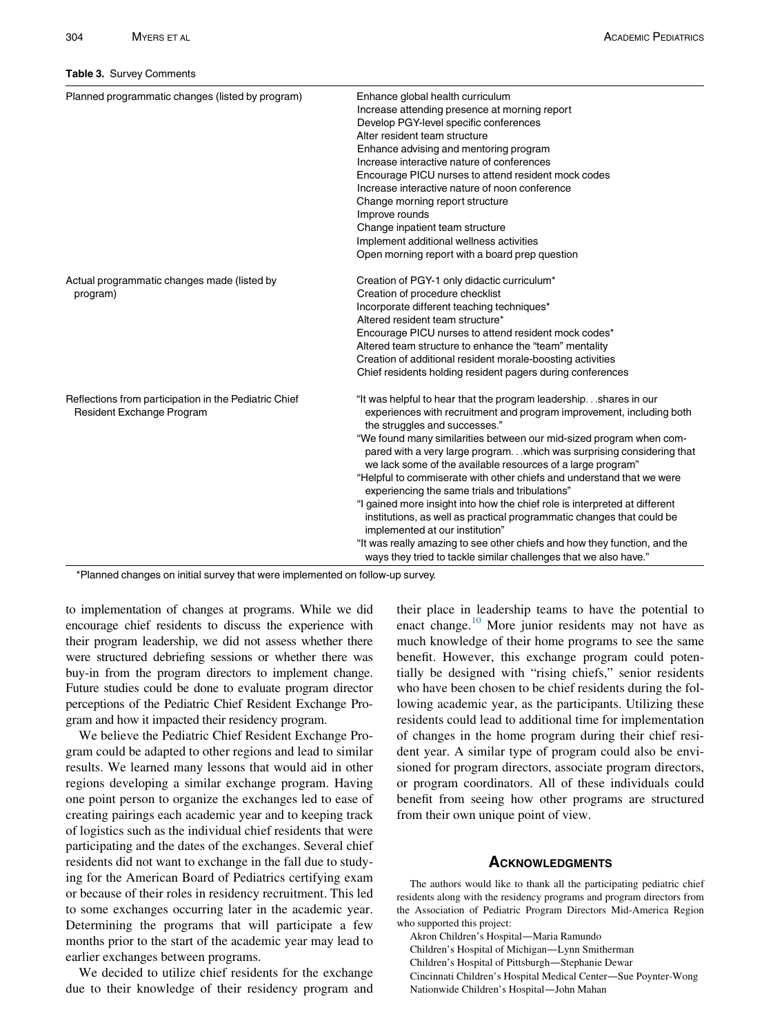**Table 3.** Survey Comments

| | |
|---|---|
| Planned programmatic changes (listed by program) | Enhance global health curriculum<br>Increase attending presence at morning report<br>Develop PGY-level specific conferences<br>Alter resident team structure<br>Enhance advising and mentoring program<br>Increase interactive nature of conferences<br>Encourage PICU nurses to attend resident mock codes<br>Increase interactive nature of noon conference<br>Change morning report structure<br>Improve rounds<br>Change inpatient team structure<br>Implement additional wellness activities<br>Open morning report with a board prep question |
| Actual programmatic changes made (listed by program) | Creation of PGY-1 only didactic curriculum*<br>Creation of procedure checklist<br>Incorporate different teaching techniques*<br>Altered resident team structure*<br>Encourage PICU nurses to attend resident mock codes*<br>Altered team structure to enhance the "team" mentality<br>Creation of additional resident morale-boosting activities<br>Chief residents holding resident pagers during conferences |
| Reflections from participation in the Pediatric Chief Resident Exchange Program | "It was helpful to hear that the program leadership…shares in our experiences with recruitment and program improvement, including both the struggles and successes."<br>"We found many similarities between our mid-sized program when compared with a very large program…which was surprising considering that we lack some of the available resources of a large program"<br>"Helpful to commiserate with other chiefs and understand that we were experiencing the same trials and tribulations"<br>"I gained more insight into how the chief role is interpreted at different institutions, as well as practical programmatic changes that could be implemented at our institution"<br>"It was really amazing to see other chiefs and how they function, and the ways they tried to tackle similar challenges that we also have." |

*Planned changes on initial survey that were implemented on follow-up survey.

to implementation of changes at programs. While we did encourage chief residents to discuss the experience with their program leadership, we did not assess whether there were structured debriefing sessions or whether there was buy-in from the program directors to implement change. Future studies could be done to evaluate program director perceptions of the Pediatric Chief Resident Exchange Program and how it impacted their residency program.

We believe the Pediatric Chief Resident Exchange Program could be adapted to other regions and lead to similar results. We learned many lessons that would aid in other regions developing a similar exchange program. Having one point person to organize the exchanges led to ease of creating pairings each academic year and to keeping track of logistics such as the individual chief residents that were participating and the dates of the exchanges. Several chief residents did not want to exchange in the fall due to studying for the American Board of Pediatrics certifying exam or because of their roles in residency recruitment. This led to some exchanges occurring later in the academic year. Determining the programs that will participate a few months prior to the start of the academic year may lead to earlier exchanges between programs.

We decided to utilize chief residents for the exchange due to their knowledge of their residency program and their place in leadership teams to have the potential to enact change.[10] More junior residents may not have as much knowledge of their home programs to see the same benefit. However, this exchange program could potentially be designed with "rising chiefs," senior residents who have been chosen to be chief residents during the following academic year, as the participants. Utilizing these residents could lead to additional time for implementation of changes in the home program during their chief resident year. A similar type of program could also be envisioned for program directors, associate program directors, or program coordinators. All of these individuals could benefit from seeing how other programs are structured from their own unique point of view.

## Acknowledgments

The authors would like to thank all the participating pediatric chief residents along with the residency programs and program directors from the Association of Pediatric Program Directors Mid-America Region who supported this project:

Akron Children's Hospital—Maria Ramundo
Children's Hospital of Michigan—Lynn Smitherman
Children's Hospital of Pittsburgh—Stephanie Dewar
Cincinnati Children's Hospital Medical Center—Sue Poynter-Wong
Nationwide Children's Hospital—John Mahan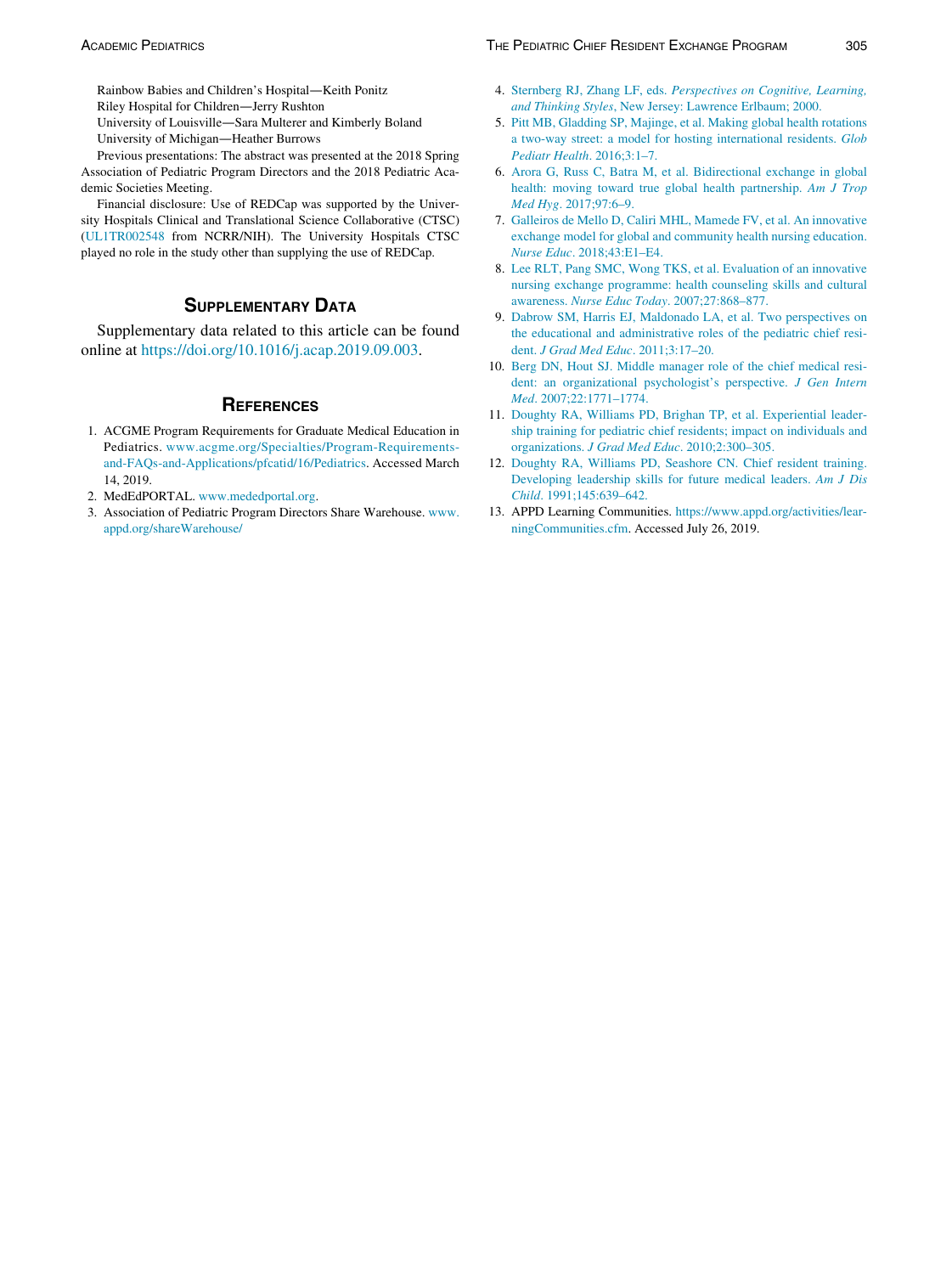Rainbow Babies and Children's Hospital—Keith Ponitz

Riley Hospital for Children—Jerry Rushton

University of Louisville—Sara Multerer and Kimberly Boland

University of Michigan—Heather Burrows

Previous presentations: The abstract was presented at the 2018 Spring Association of Pediatric Program Directors and the 2018 Pediatric Academic Societies Meeting.

Financial disclosure: Use of REDCap was supported by the University Hospitals Clinical and Translational Science Collaborative (CTSC) (UL1TR002548 from NCRR/NIH). The University Hospitals CTSC played no role in the study other than supplying the use of REDCap.

## Supplementary Data

Supplementary data related to this article can be found online at https://doi.org/10.1016/j.acap.2019.09.003.

## References

1. ACGME Program Requirements for Graduate Medical Education in Pediatrics. www.acgme.org/Specialties/Program-Requirements-and-FAQs-and-Applications/pfcatid/16/Pediatrics. Accessed March 14, 2019.
2. MedEdPORTAL. www.mededportal.org.
3. Association of Pediatric Program Directors Share Warehouse. www.appd.org/shareWarehouse/
4. Sternberg RJ, Zhang LF, eds. *Perspectives on Cognitive, Learning, and Thinking Styles*, New Jersey: Lawrence Erlbaum; 2000.
5. Pitt MB, Gladding SP, Majinge, et al. Making global health rotations a two-way street: a model for hosting international residents. *Glob Pediatr Health*. 2016;3:1–7.
6. Arora G, Russ C, Batra M, et al. Bidirectional exchange in global health: moving toward true global health partnership. *Am J Trop Med Hyg*. 2017;97:6–9.
7. Galleiros de Mello D, Caliri MHL, Mamede FV, et al. An innovative exchange model for global and community health nursing education. *Nurse Educ*. 2018;43:E1–E4.
8. Lee RLT, Pang SMC, Wong TKS, et al. Evaluation of an innovative nursing exchange programme: health counseling skills and cultural awareness. *Nurse Educ Today*. 2007;27:868–877.
9. Dabrow SM, Harris EJ, Maldonado LA, et al. Two perspectives on the educational and administrative roles of the pediatric chief resident. *J Grad Med Educ*. 2011;3:17–20.
10. Berg DN, Hout SJ. Middle manager role of the chief medical resident: an organizational psychologist's perspective. *J Gen Intern Med*. 2007;22:1771–1774.
11. Doughty RA, Williams PD, Brighan TP, et al. Experiential leadership training for pediatric chief residents; impact on individuals and organizations. *J Grad Med Educ*. 2010;2:300–305.
12. Doughty RA, Williams PD, Seashore CN. Chief resident training. Developing leadership skills for future medical leaders. *Am J Dis Child*. 1991;145:639–642.
13. APPD Learning Communities. https://www.appd.org/activities/learningCommunities.cfm. Accessed July 26, 2019.